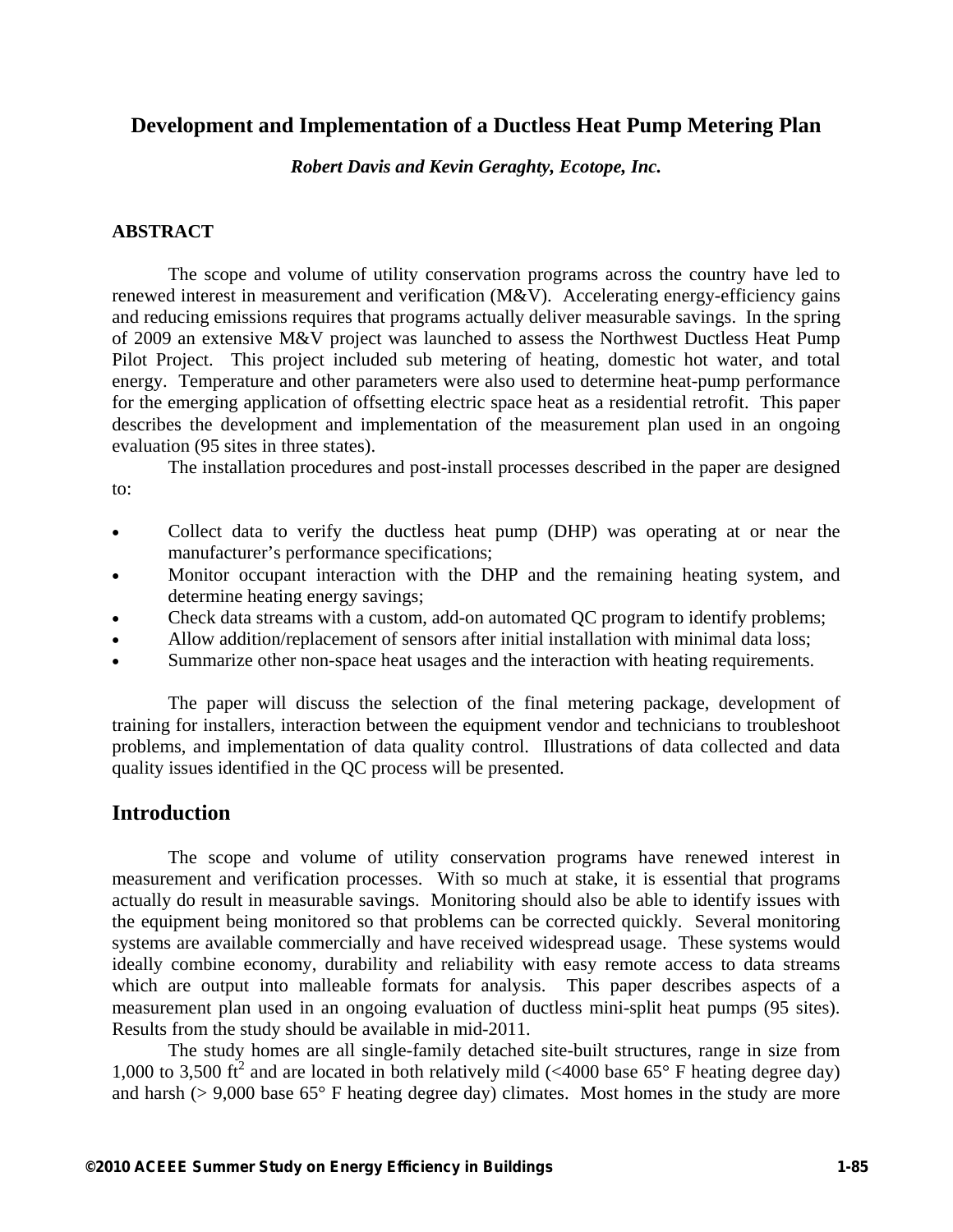## Development and Implementation of a Ductless Heat Pump Metering Plan

***Robert Davis and Kevin Geraghty, Ecotope, Inc.***

### ABSTRACT

The scope and volume of utility conservation programs across the country have led to renewed interest in measurement and verification (M&V). Accelerating energy-efficiency gains and reducing emissions requires that programs actually deliver measurable savings. In the spring of 2009 an extensive M&V project was launched to assess the Northwest Ductless Heat Pump Pilot Project. This project included sub metering of heating, domestic hot water, and total energy. Temperature and other parameters were also used to determine heat-pump performance for the emerging application of offsetting electric space heat as a residential retrofit. This paper describes the development and implementation of the measurement plan used in an ongoing evaluation (95 sites in three states).

The installation procedures and post-install processes described in the paper are designed to:

- Collect data to verify the ductless heat pump (DHP) was operating at or near the manufacturer's performance specifications;
- Monitor occupant interaction with the DHP and the remaining heating system, and determine heating energy savings;
- Check data streams with a custom, add-on automated QC program to identify problems;
- Allow addition/replacement of sensors after initial installation with minimal data loss;
- Summarize other non-space heat usages and the interaction with heating requirements.

The paper will discuss the selection of the final metering package, development of training for installers, interaction between the equipment vendor and technicians to troubleshoot problems, and implementation of data quality control. Illustrations of data collected and data quality issues identified in the QC process will be presented.

## Introduction

The scope and volume of utility conservation programs have renewed interest in measurement and verification processes. With so much at stake, it is essential that programs actually do result in measurable savings. Monitoring should also be able to identify issues with the equipment being monitored so that problems can be corrected quickly. Several monitoring systems are available commercially and have received widespread usage. These systems would ideally combine economy, durability and reliability with easy remote access to data streams which are output into malleable formats for analysis. This paper describes aspects of a measurement plan used in an ongoing evaluation of ductless mini-split heat pumps (95 sites). Results from the study should be available in mid-2011.

The study homes are all single-family detached site-built structures, range in size from 1,000 to 3,500 ft$^2$ and are located in both relatively mild (<4000 base 65° F heating degree day) and harsh (> 9,000 base 65° F heating degree day) climates. Most homes in the study are more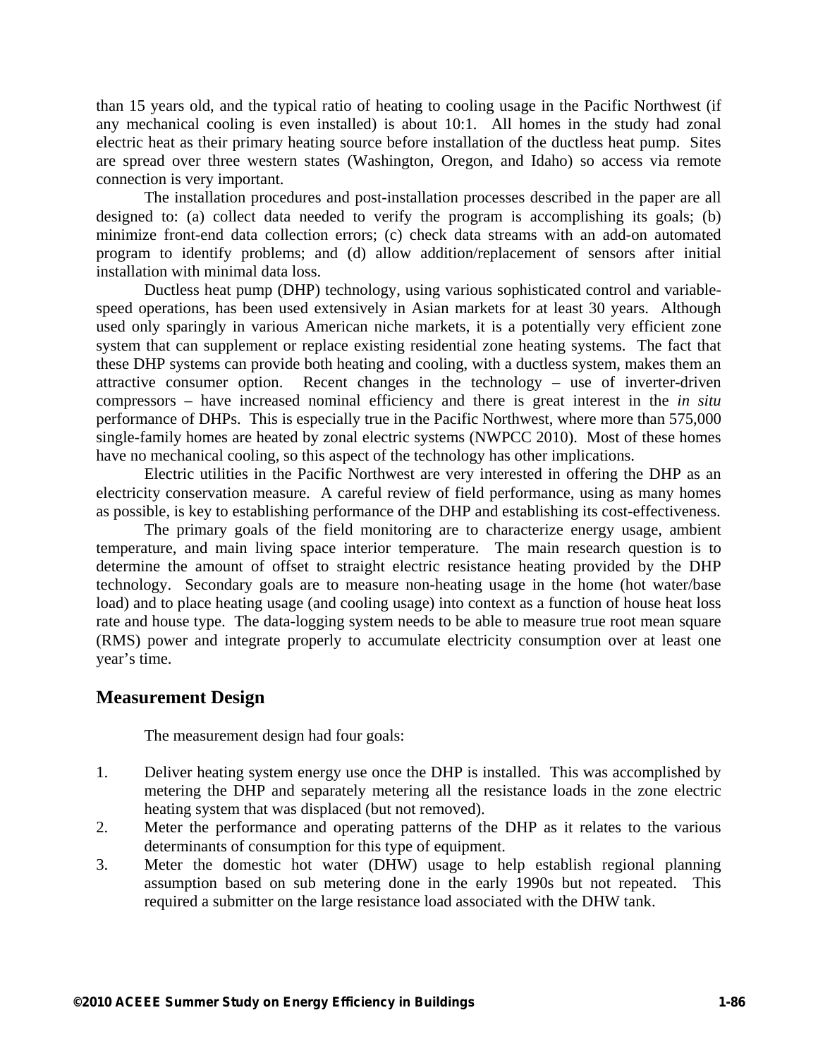than 15 years old, and the typical ratio of heating to cooling usage in the Pacific Northwest (if any mechanical cooling is even installed) is about 10:1. All homes in the study had zonal electric heat as their primary heating source before installation of the ductless heat pump. Sites are spread over three western states (Washington, Oregon, and Idaho) so access via remote connection is very important.

The installation procedures and post-installation processes described in the paper are all designed to: (a) collect data needed to verify the program is accomplishing its goals; (b) minimize front-end data collection errors; (c) check data streams with an add-on automated program to identify problems; and (d) allow addition/replacement of sensors after initial installation with minimal data loss.

Ductless heat pump (DHP) technology, using various sophisticated control and variable-speed operations, has been used extensively in Asian markets for at least 30 years. Although used only sparingly in various American niche markets, it is a potentially very efficient zone system that can supplement or replace existing residential zone heating systems. The fact that these DHP systems can provide both heating and cooling, with a ductless system, makes them an attractive consumer option. Recent changes in the technology – use of inverter-driven compressors – have increased nominal efficiency and there is great interest in the *in situ* performance of DHPs. This is especially true in the Pacific Northwest, where more than 575,000 single-family homes are heated by zonal electric systems (NWPCC 2010). Most of these homes have no mechanical cooling, so this aspect of the technology has other implications.

Electric utilities in the Pacific Northwest are very interested in offering the DHP as an electricity conservation measure. A careful review of field performance, using as many homes as possible, is key to establishing performance of the DHP and establishing its cost-effectiveness.

The primary goals of the field monitoring are to characterize energy usage, ambient temperature, and main living space interior temperature. The main research question is to determine the amount of offset to straight electric resistance heating provided by the DHP technology. Secondary goals are to measure non-heating usage in the home (hot water/base load) and to place heating usage (and cooling usage) into context as a function of house heat loss rate and house type. The data-logging system needs to be able to measure true root mean square (RMS) power and integrate properly to accumulate electricity consumption over at least one year's time.

## Measurement Design

The measurement design had four goals:

1. Deliver heating system energy use once the DHP is installed. This was accomplished by metering the DHP and separately metering all the resistance loads in the zone electric heating system that was displaced (but not removed).
2. Meter the performance and operating patterns of the DHP as it relates to the various determinants of consumption for this type of equipment.
3. Meter the domestic hot water (DHW) usage to help establish regional planning assumption based on sub metering done in the early 1990s but not repeated. This required a submitter on the large resistance load associated with the DHW tank.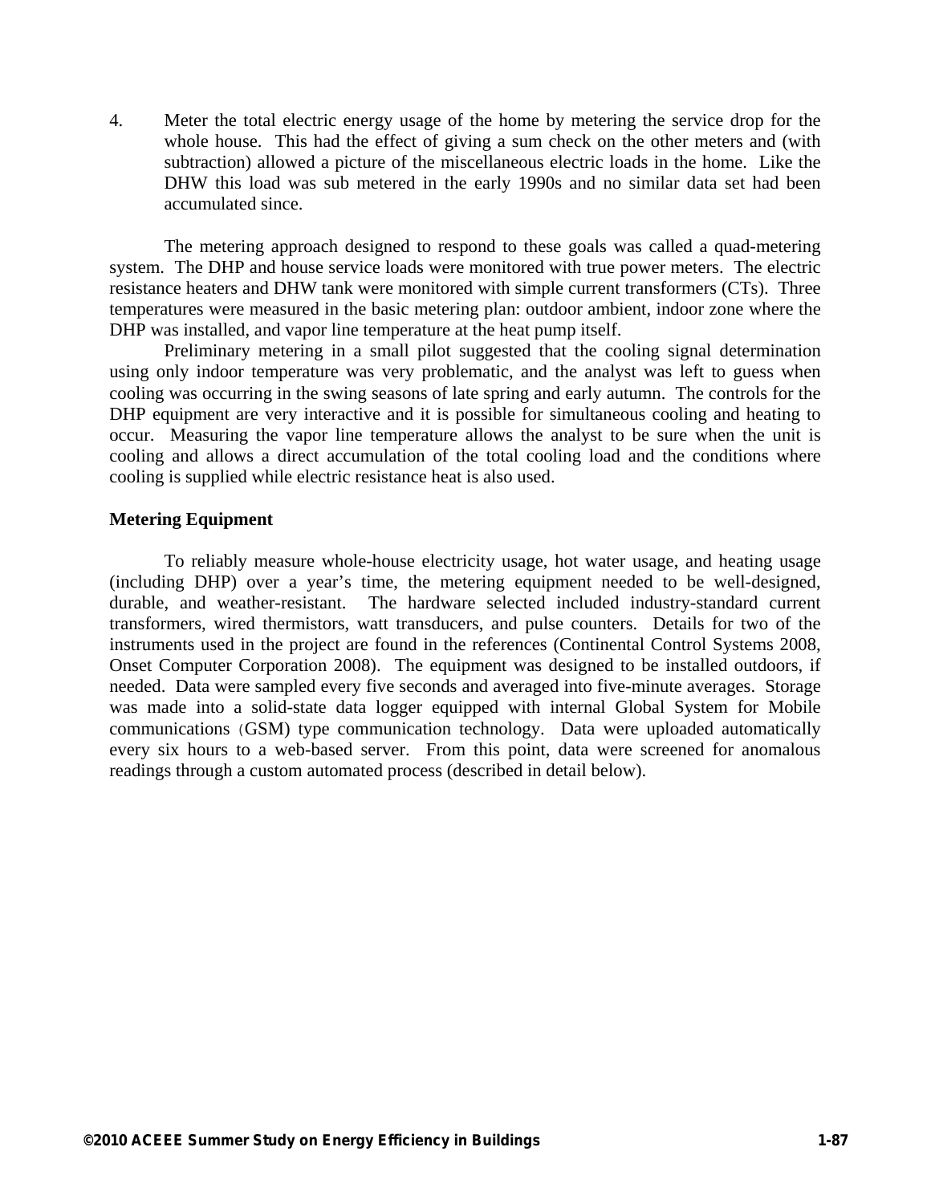4. Meter the total electric energy usage of the home by metering the service drop for the whole house. This had the effect of giving a sum check on the other meters and (with subtraction) allowed a picture of the miscellaneous electric loads in the home. Like the DHW this load was sub metered in the early 1990s and no similar data set had been accumulated since.

The metering approach designed to respond to these goals was called a quad-metering system. The DHP and house service loads were monitored with true power meters. The electric resistance heaters and DHW tank were monitored with simple current transformers (CTs). Three temperatures were measured in the basic metering plan: outdoor ambient, indoor zone where the DHP was installed, and vapor line temperature at the heat pump itself.

Preliminary metering in a small pilot suggested that the cooling signal determination using only indoor temperature was very problematic, and the analyst was left to guess when cooling was occurring in the swing seasons of late spring and early autumn. The controls for the DHP equipment are very interactive and it is possible for simultaneous cooling and heating to occur. Measuring the vapor line temperature allows the analyst to be sure when the unit is cooling and allows a direct accumulation of the total cooling load and the conditions where cooling is supplied while electric resistance heat is also used.

### Metering Equipment

To reliably measure whole-house electricity usage, hot water usage, and heating usage (including DHP) over a year's time, the metering equipment needed to be well-designed, durable, and weather-resistant. The hardware selected included industry-standard current transformers, wired thermistors, watt transducers, and pulse counters. Details for two of the instruments used in the project are found in the references (Continental Control Systems 2008, Onset Computer Corporation 2008). The equipment was designed to be installed outdoors, if needed. Data were sampled every five seconds and averaged into five-minute averages. Storage was made into a solid-state data logger equipped with internal Global System for Mobile communications (GSM) type communication technology. Data were uploaded automatically every six hours to a web-based server. From this point, data were screened for anomalous readings through a custom automated process (described in detail below).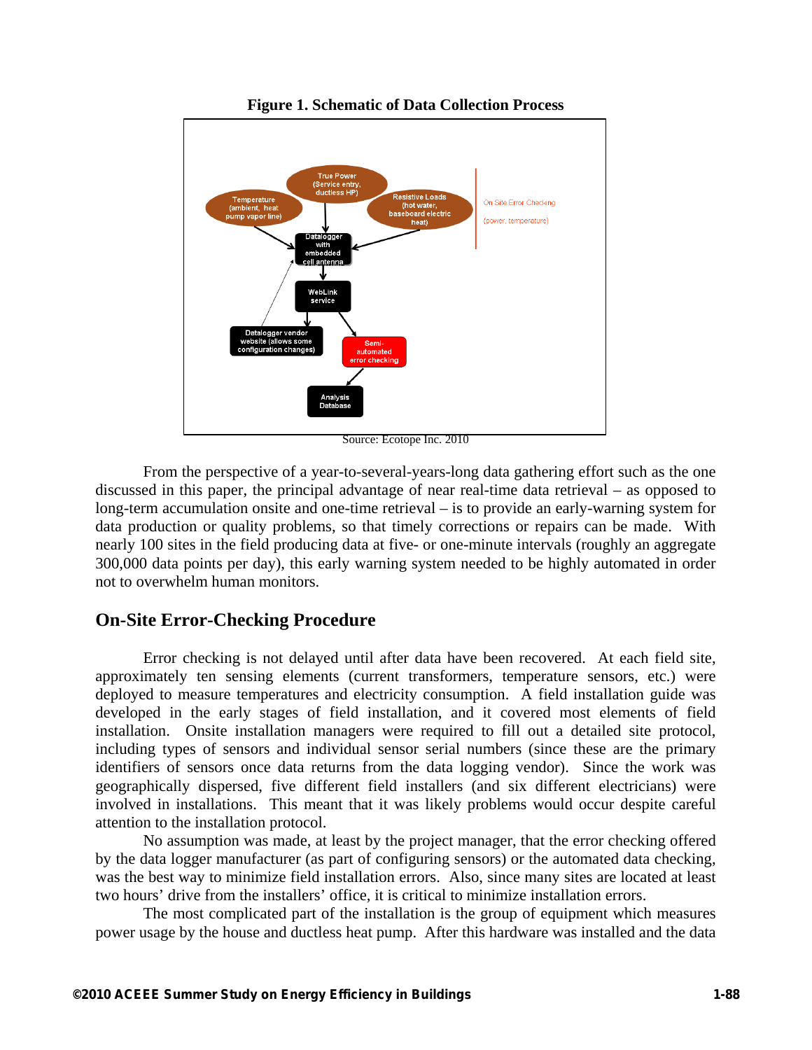**Figure 1. Schematic of Data Collection Process**

Source: Ecotope Inc. 2010

From the perspective of a year-to-several-years-long data gathering effort such as the one discussed in this paper, the principal advantage of near real-time data retrieval – as opposed to long-term accumulation onsite and one-time retrieval – is to provide an early-warning system for data production or quality problems, so that timely corrections or repairs can be made. With nearly 100 sites in the field producing data at five- or one-minute intervals (roughly an aggregate 300,000 data points per day), this early warning system needed to be highly automated in order not to overwhelm human monitors.

## On-Site Error-Checking Procedure

Error checking is not delayed until after data have been recovered. At each field site, approximately ten sensing elements (current transformers, temperature sensors, etc.) were deployed to measure temperatures and electricity consumption. A field installation guide was developed in the early stages of field installation, and it covered most elements of field installation. Onsite installation managers were required to fill out a detailed site protocol, including types of sensors and individual sensor serial numbers (since these are the primary identifiers of sensors once data returns from the data logging vendor). Since the work was geographically dispersed, five different field installers (and six different electricians) were involved in installations. This meant that it was likely problems would occur despite careful attention to the installation protocol.

No assumption was made, at least by the project manager, that the error checking offered by the data logger manufacturer (as part of configuring sensors) or the automated data checking, was the best way to minimize field installation errors. Also, since many sites are located at least two hours' drive from the installers' office, it is critical to minimize installation errors.

The most complicated part of the installation is the group of equipment which measures power usage by the house and ductless heat pump. After this hardware was installed and the data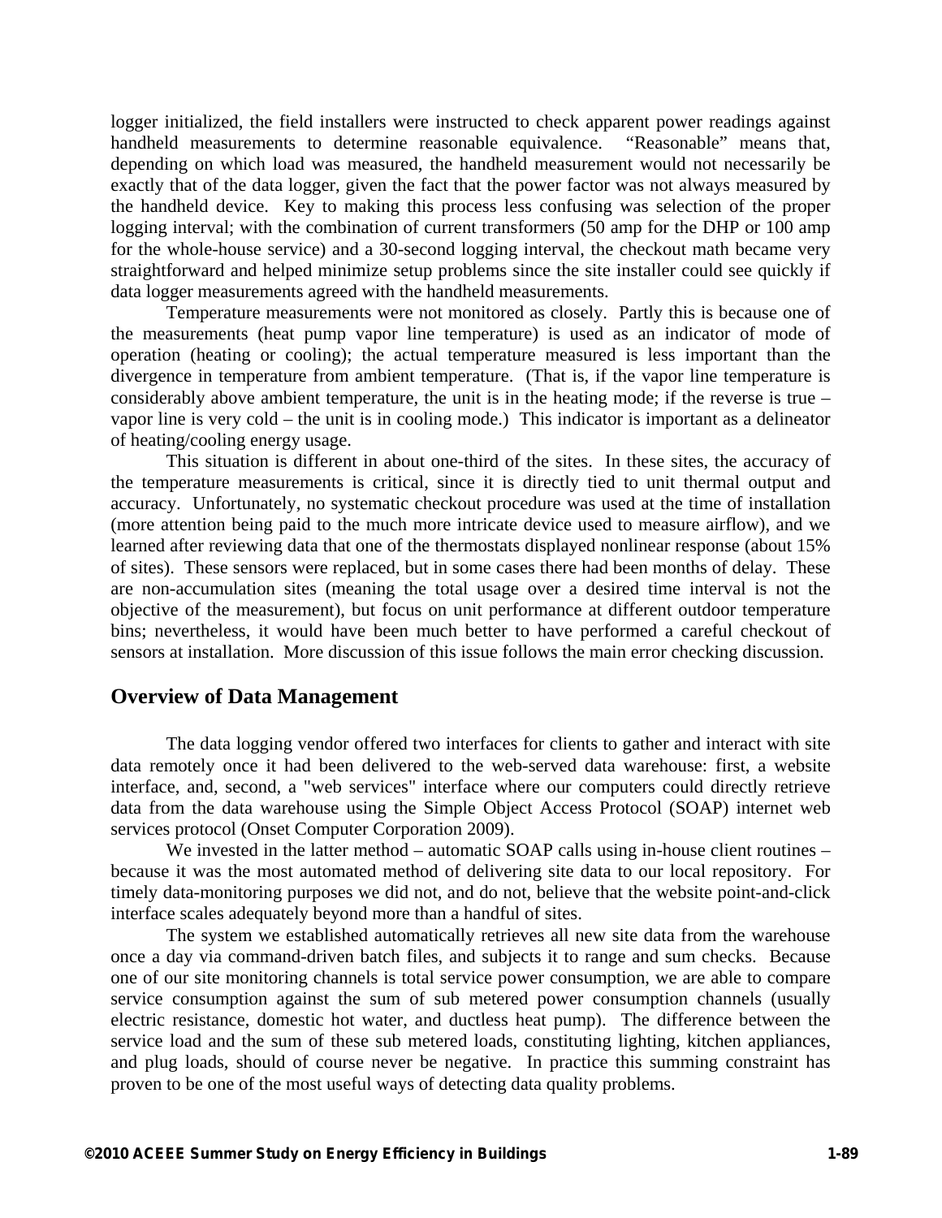logger initialized, the field installers were instructed to check apparent power readings against handheld measurements to determine reasonable equivalence. "Reasonable" means that, depending on which load was measured, the handheld measurement would not necessarily be exactly that of the data logger, given the fact that the power factor was not always measured by the handheld device. Key to making this process less confusing was selection of the proper logging interval; with the combination of current transformers (50 amp for the DHP or 100 amp for the whole-house service) and a 30-second logging interval, the checkout math became very straightforward and helped minimize setup problems since the site installer could see quickly if data logger measurements agreed with the handheld measurements.

Temperature measurements were not monitored as closely. Partly this is because one of the measurements (heat pump vapor line temperature) is used as an indicator of mode of operation (heating or cooling); the actual temperature measured is less important than the divergence in temperature from ambient temperature. (That is, if the vapor line temperature is considerably above ambient temperature, the unit is in the heating mode; if the reverse is true – vapor line is very cold – the unit is in cooling mode.) This indicator is important as a delineator of heating/cooling energy usage.

This situation is different in about one-third of the sites. In these sites, the accuracy of the temperature measurements is critical, since it is directly tied to unit thermal output and accuracy. Unfortunately, no systematic checkout procedure was used at the time of installation (more attention being paid to the much more intricate device used to measure airflow), and we learned after reviewing data that one of the thermostats displayed nonlinear response (about 15% of sites). These sensors were replaced, but in some cases there had been months of delay. These are non-accumulation sites (meaning the total usage over a desired time interval is not the objective of the measurement), but focus on unit performance at different outdoor temperature bins; nevertheless, it would have been much better to have performed a careful checkout of sensors at installation. More discussion of this issue follows the main error checking discussion.

## Overview of Data Management

The data logging vendor offered two interfaces for clients to gather and interact with site data remotely once it had been delivered to the web-served data warehouse: first, a website interface, and, second, a "web services" interface where our computers could directly retrieve data from the data warehouse using the Simple Object Access Protocol (SOAP) internet web services protocol (Onset Computer Corporation 2009).

We invested in the latter method – automatic SOAP calls using in-house client routines – because it was the most automated method of delivering site data to our local repository. For timely data-monitoring purposes we did not, and do not, believe that the website point-and-click interface scales adequately beyond more than a handful of sites.

The system we established automatically retrieves all new site data from the warehouse once a day via command-driven batch files, and subjects it to range and sum checks. Because one of our site monitoring channels is total service power consumption, we are able to compare service consumption against the sum of sub metered power consumption channels (usually electric resistance, domestic hot water, and ductless heat pump). The difference between the service load and the sum of these sub metered loads, constituting lighting, kitchen appliances, and plug loads, should of course never be negative. In practice this summing constraint has proven to be one of the most useful ways of detecting data quality problems.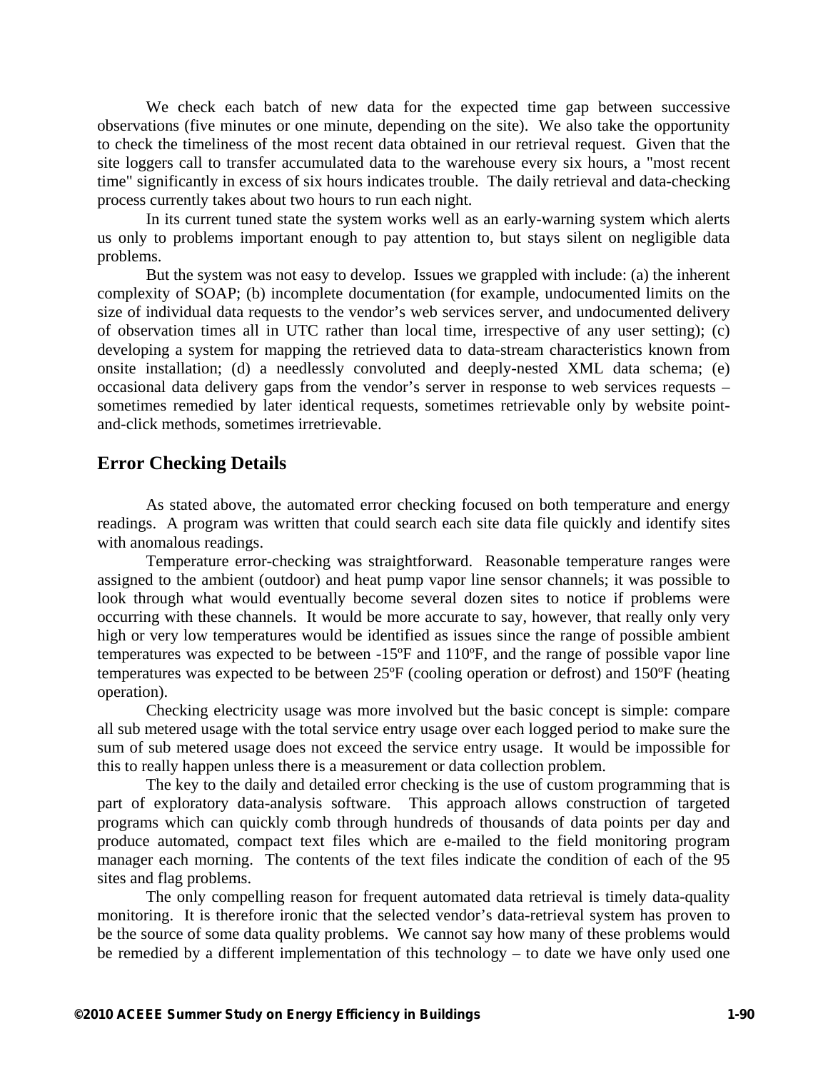We check each batch of new data for the expected time gap between successive observations (five minutes or one minute, depending on the site). We also take the opportunity to check the timeliness of the most recent data obtained in our retrieval request. Given that the site loggers call to transfer accumulated data to the warehouse every six hours, a "most recent time" significantly in excess of six hours indicates trouble. The daily retrieval and data-checking process currently takes about two hours to run each night.

In its current tuned state the system works well as an early-warning system which alerts us only to problems important enough to pay attention to, but stays silent on negligible data problems.

But the system was not easy to develop. Issues we grappled with include: (a) the inherent complexity of SOAP; (b) incomplete documentation (for example, undocumented limits on the size of individual data requests to the vendor's web services server, and undocumented delivery of observation times all in UTC rather than local time, irrespective of any user setting); (c) developing a system for mapping the retrieved data to data-stream characteristics known from onsite installation; (d) a needlessly convoluted and deeply-nested XML data schema; (e) occasional data delivery gaps from the vendor's server in response to web services requests – sometimes remedied by later identical requests, sometimes retrievable only by website point-and-click methods, sometimes irretrievable.

## Error Checking Details

As stated above, the automated error checking focused on both temperature and energy readings. A program was written that could search each site data file quickly and identify sites with anomalous readings.

Temperature error-checking was straightforward. Reasonable temperature ranges were assigned to the ambient (outdoor) and heat pump vapor line sensor channels; it was possible to look through what would eventually become several dozen sites to notice if problems were occurring with these channels. It would be more accurate to say, however, that really only very high or very low temperatures would be identified as issues since the range of possible ambient temperatures was expected to be between -15ºF and 110ºF, and the range of possible vapor line temperatures was expected to be between 25ºF (cooling operation or defrost) and 150ºF (heating operation).

Checking electricity usage was more involved but the basic concept is simple: compare all sub metered usage with the total service entry usage over each logged period to make sure the sum of sub metered usage does not exceed the service entry usage. It would be impossible for this to really happen unless there is a measurement or data collection problem.

The key to the daily and detailed error checking is the use of custom programming that is part of exploratory data-analysis software. This approach allows construction of targeted programs which can quickly comb through hundreds of thousands of data points per day and produce automated, compact text files which are e-mailed to the field monitoring program manager each morning. The contents of the text files indicate the condition of each of the 95 sites and flag problems.

The only compelling reason for frequent automated data retrieval is timely data-quality monitoring. It is therefore ironic that the selected vendor's data-retrieval system has proven to be the source of some data quality problems. We cannot say how many of these problems would be remedied by a different implementation of this technology – to date we have only used one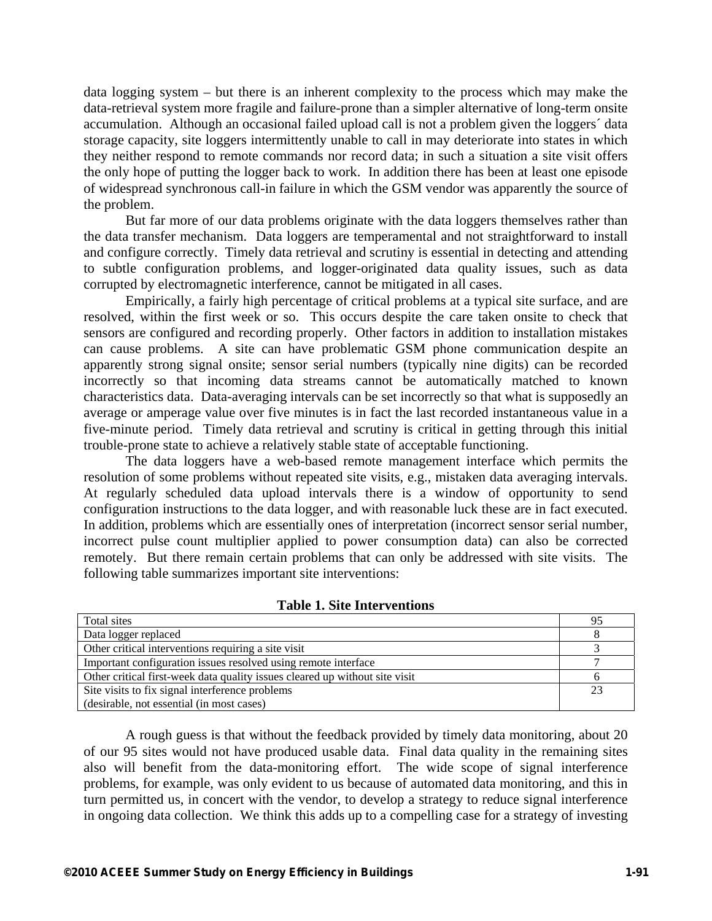data logging system – but there is an inherent complexity to the process which may make the data-retrieval system more fragile and failure-prone than a simpler alternative of long-term onsite accumulation. Although an occasional failed upload call is not a problem given the loggers´ data storage capacity, site loggers intermittently unable to call in may deteriorate into states in which they neither respond to remote commands nor record data; in such a situation a site visit offers the only hope of putting the logger back to work. In addition there has been at least one episode of widespread synchronous call-in failure in which the GSM vendor was apparently the source of the problem.

But far more of our data problems originate with the data loggers themselves rather than the data transfer mechanism. Data loggers are temperamental and not straightforward to install and configure correctly. Timely data retrieval and scrutiny is essential in detecting and attending to subtle configuration problems, and logger-originated data quality issues, such as data corrupted by electromagnetic interference, cannot be mitigated in all cases.

Empirically, a fairly high percentage of critical problems at a typical site surface, and are resolved, within the first week or so. This occurs despite the care taken onsite to check that sensors are configured and recording properly. Other factors in addition to installation mistakes can cause problems. A site can have problematic GSM phone communication despite an apparently strong signal onsite; sensor serial numbers (typically nine digits) can be recorded incorrectly so that incoming data streams cannot be automatically matched to known characteristics data. Data-averaging intervals can be set incorrectly so that what is supposedly an average or amperage value over five minutes is in fact the last recorded instantaneous value in a five-minute period. Timely data retrieval and scrutiny is critical in getting through this initial trouble-prone state to achieve a relatively stable state of acceptable functioning.

The data loggers have a web-based remote management interface which permits the resolution of some problems without repeated site visits, e.g., mistaken data averaging intervals. At regularly scheduled data upload intervals there is a window of opportunity to send configuration instructions to the data logger, and with reasonable luck these are in fact executed. In addition, problems which are essentially ones of interpretation (incorrect sensor serial number, incorrect pulse count multiplier applied to power consumption data) can also be corrected remotely. But there remain certain problems that can only be addressed with site visits. The following table summarizes important site interventions:

**Table 1. Site Interventions**

| Total sites | 95 |
|---|---|
| Data logger replaced | 8 |
| Other critical interventions requiring a site visit | 3 |
| Important configuration issues resolved using remote interface | 7 |
| Other critical first-week data quality issues cleared up without site visit | 6 |
| Site visits to fix signal interference problems (desirable, not essential (in most cases) | 23 |

A rough guess is that without the feedback provided by timely data monitoring, about 20 of our 95 sites would not have produced usable data. Final data quality in the remaining sites also will benefit from the data-monitoring effort. The wide scope of signal interference problems, for example, was only evident to us because of automated data monitoring, and this in turn permitted us, in concert with the vendor, to develop a strategy to reduce signal interference in ongoing data collection. We think this adds up to a compelling case for a strategy of investing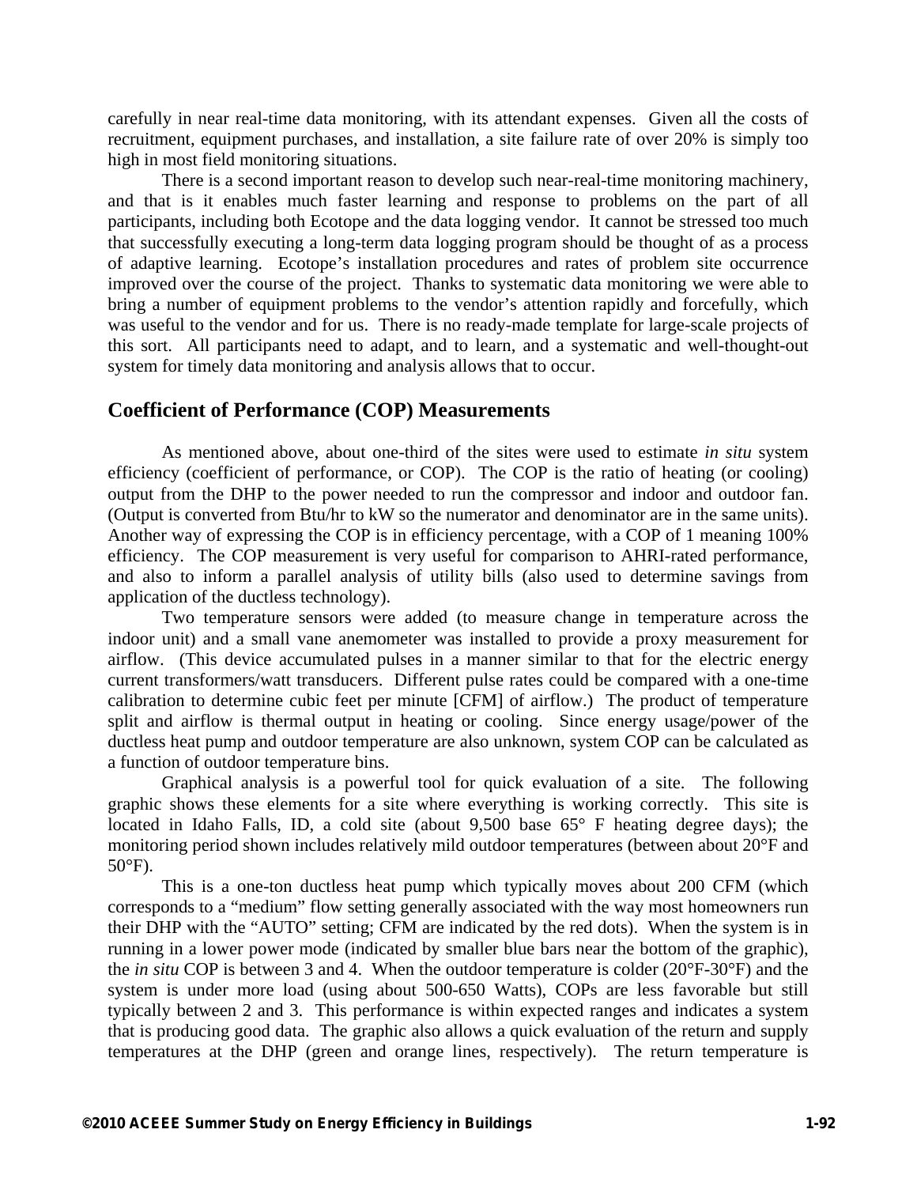carefully in near real-time data monitoring, with its attendant expenses. Given all the costs of recruitment, equipment purchases, and installation, a site failure rate of over 20% is simply too high in most field monitoring situations.

There is a second important reason to develop such near-real-time monitoring machinery, and that is it enables much faster learning and response to problems on the part of all participants, including both Ecotope and the data logging vendor. It cannot be stressed too much that successfully executing a long-term data logging program should be thought of as a process of adaptive learning. Ecotope's installation procedures and rates of problem site occurrence improved over the course of the project. Thanks to systematic data monitoring we were able to bring a number of equipment problems to the vendor's attention rapidly and forcefully, which was useful to the vendor and for us. There is no ready-made template for large-scale projects of this sort. All participants need to adapt, and to learn, and a systematic and well-thought-out system for timely data monitoring and analysis allows that to occur.

## Coefficient of Performance (COP) Measurements

As mentioned above, about one-third of the sites were used to estimate *in situ* system efficiency (coefficient of performance, or COP). The COP is the ratio of heating (or cooling) output from the DHP to the power needed to run the compressor and indoor and outdoor fan. (Output is converted from Btu/hr to kW so the numerator and denominator are in the same units). Another way of expressing the COP is in efficiency percentage, with a COP of 1 meaning 100% efficiency. The COP measurement is very useful for comparison to AHRI-rated performance, and also to inform a parallel analysis of utility bills (also used to determine savings from application of the ductless technology).

Two temperature sensors were added (to measure change in temperature across the indoor unit) and a small vane anemometer was installed to provide a proxy measurement for airflow. (This device accumulated pulses in a manner similar to that for the electric energy current transformers/watt transducers. Different pulse rates could be compared with a one-time calibration to determine cubic feet per minute [CFM] of airflow.) The product of temperature split and airflow is thermal output in heating or cooling. Since energy usage/power of the ductless heat pump and outdoor temperature are also unknown, system COP can be calculated as a function of outdoor temperature bins.

Graphical analysis is a powerful tool for quick evaluation of a site. The following graphic shows these elements for a site where everything is working correctly. This site is located in Idaho Falls, ID, a cold site (about 9,500 base 65° F heating degree days); the monitoring period shown includes relatively mild outdoor temperatures (between about 20°F and 50°F).

This is a one-ton ductless heat pump which typically moves about 200 CFM (which corresponds to a "medium" flow setting generally associated with the way most homeowners run their DHP with the "AUTO" setting; CFM are indicated by the red dots). When the system is in running in a lower power mode (indicated by smaller blue bars near the bottom of the graphic), the *in situ* COP is between 3 and 4. When the outdoor temperature is colder (20°F-30°F) and the system is under more load (using about 500-650 Watts), COPs are less favorable but still typically between 2 and 3. This performance is within expected ranges and indicates a system that is producing good data. The graphic also allows a quick evaluation of the return and supply temperatures at the DHP (green and orange lines, respectively). The return temperature is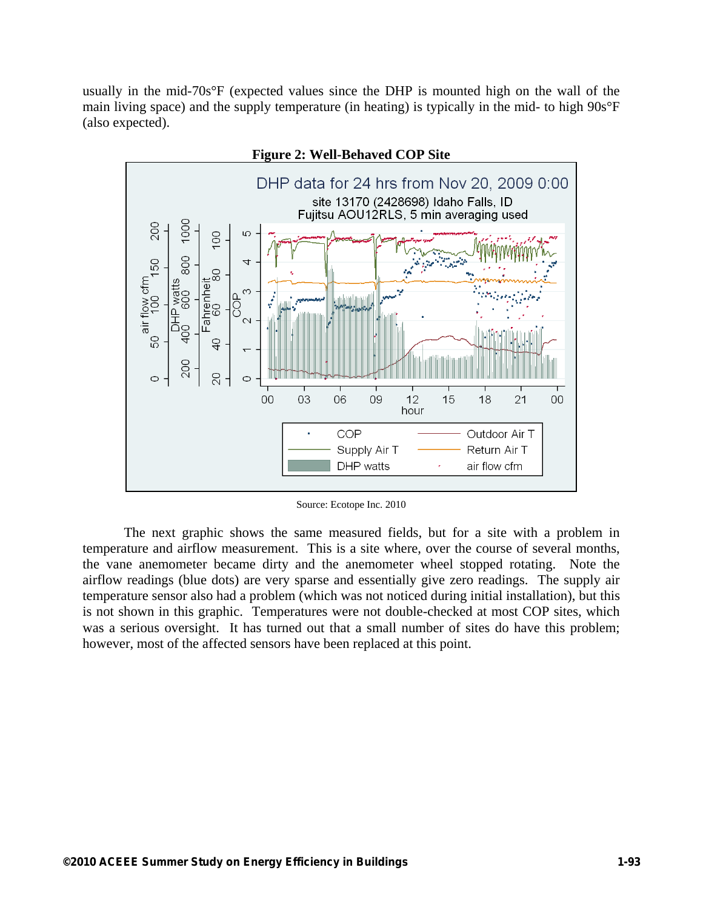usually in the mid-70s°F (expected values since the DHP is mounted high on the wall of the main living space) and the supply temperature (in heating) is typically in the mid- to high 90s°F (also expected).

**Figure 2: Well-Behaved COP Site**

Source: Ecotope Inc. 2010

The next graphic shows the same measured fields, but for a site with a problem in temperature and airflow measurement. This is a site where, over the course of several months, the vane anemometer became dirty and the anemometer wheel stopped rotating. Note the airflow readings (blue dots) are very sparse and essentially give zero readings. The supply air temperature sensor also had a problem (which was not noticed during initial installation), but this is not shown in this graphic. Temperatures were not double-checked at most COP sites, which was a serious oversight. It has turned out that a small number of sites do have this problem; however, most of the affected sensors have been replaced at this point.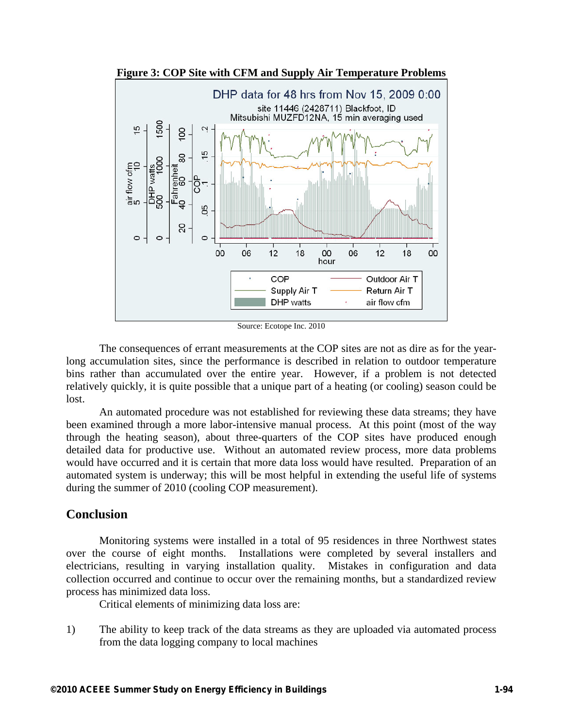**Figure 3: COP Site with CFM and Supply Air Temperature Problems**

Source: Ecotope Inc. 2010

The consequences of errant measurements at the COP sites are not as dire as for the year-long accumulation sites, since the performance is described in relation to outdoor temperature bins rather than accumulated over the entire year. However, if a problem is not detected relatively quickly, it is quite possible that a unique part of a heating (or cooling) season could be lost.

An automated procedure was not established for reviewing these data streams; they have been examined through a more labor-intensive manual process. At this point (most of the way through the heating season), about three-quarters of the COP sites have produced detailed data for productive use. Without an automated review process, more data problems would have occurred and it is certain that more data loss would have resulted. Preparation of an automated system is underway; this will be most helpful in extending the useful life of systems during the summer of 2010 (cooling COP measurement).

## Conclusion

Monitoring systems were installed in a total of 95 residences in three Northwest states over the course of eight months. Installations were completed by several installers and electricians, resulting in varying installation quality. Mistakes in configuration and data collection occurred and continue to occur over the remaining months, but a standardized review process has minimized data loss.

Critical elements of minimizing data loss are:

1) The ability to keep track of the data streams as they are uploaded via automated process from the data logging company to local machines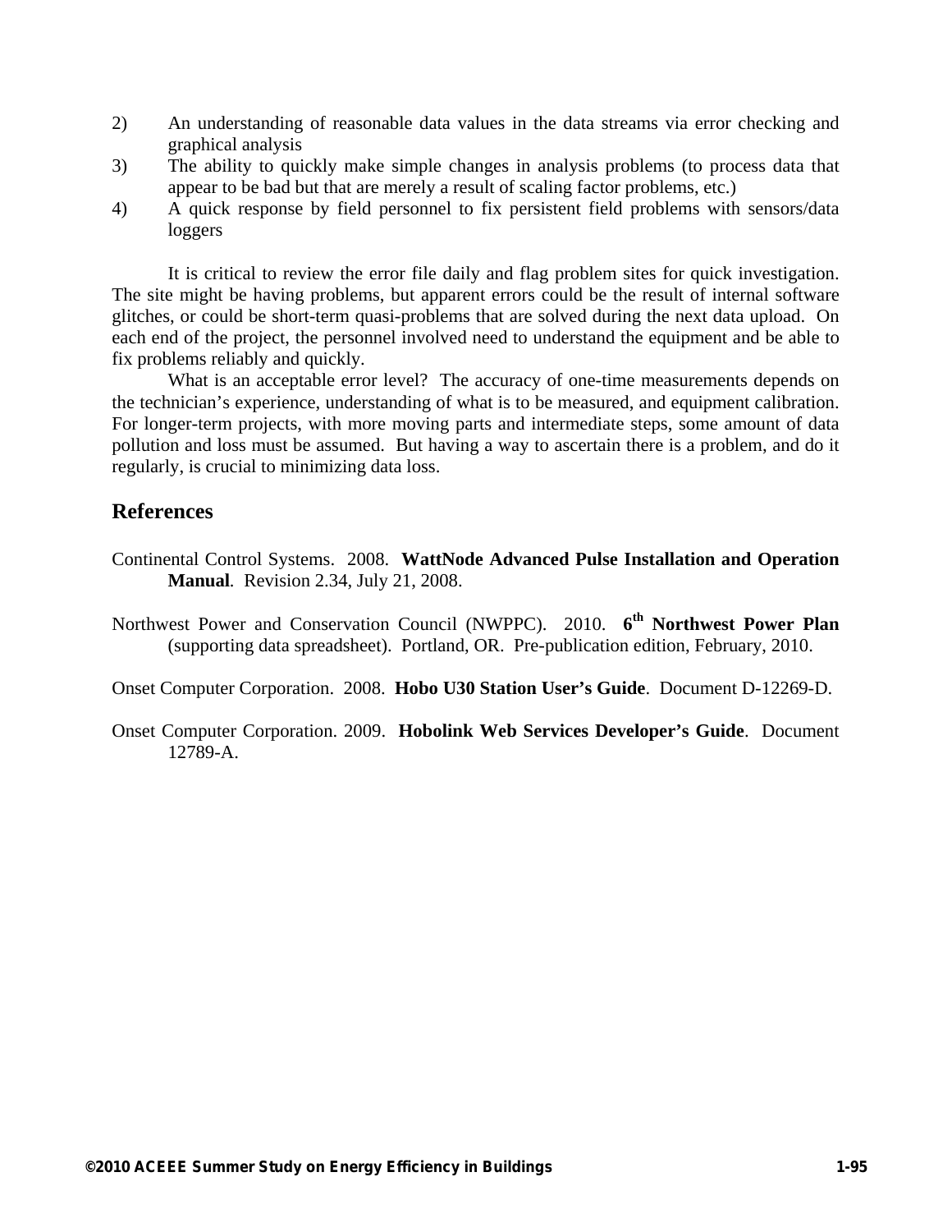2) An understanding of reasonable data values in the data streams via error checking and graphical analysis
3) The ability to quickly make simple changes in analysis problems (to process data that appear to be bad but that are merely a result of scaling factor problems, etc.)
4) A quick response by field personnel to fix persistent field problems with sensors/data loggers

It is critical to review the error file daily and flag problem sites for quick investigation. The site might be having problems, but apparent errors could be the result of internal software glitches, or could be short-term quasi-problems that are solved during the next data upload. On each end of the project, the personnel involved need to understand the equipment and be able to fix problems reliably and quickly.

What is an acceptable error level? The accuracy of one-time measurements depends on the technician's experience, understanding of what is to be measured, and equipment calibration. For longer-term projects, with more moving parts and intermediate steps, some amount of data pollution and loss must be assumed. But having a way to ascertain there is a problem, and do it regularly, is crucial to minimizing data loss.

## References

Continental Control Systems. 2008. **WattNode Advanced Pulse Installation and Operation Manual**. Revision 2.34, July 21, 2008.

Northwest Power and Conservation Council (NWPPC). 2010. **6th Northwest Power Plan** (supporting data spreadsheet). Portland, OR. Pre-publication edition, February, 2010.

Onset Computer Corporation. 2008. **Hobo U30 Station User's Guide**. Document D-12269-D.

Onset Computer Corporation. 2009. **Hobolink Web Services Developer's Guide**. Document 12789-A.